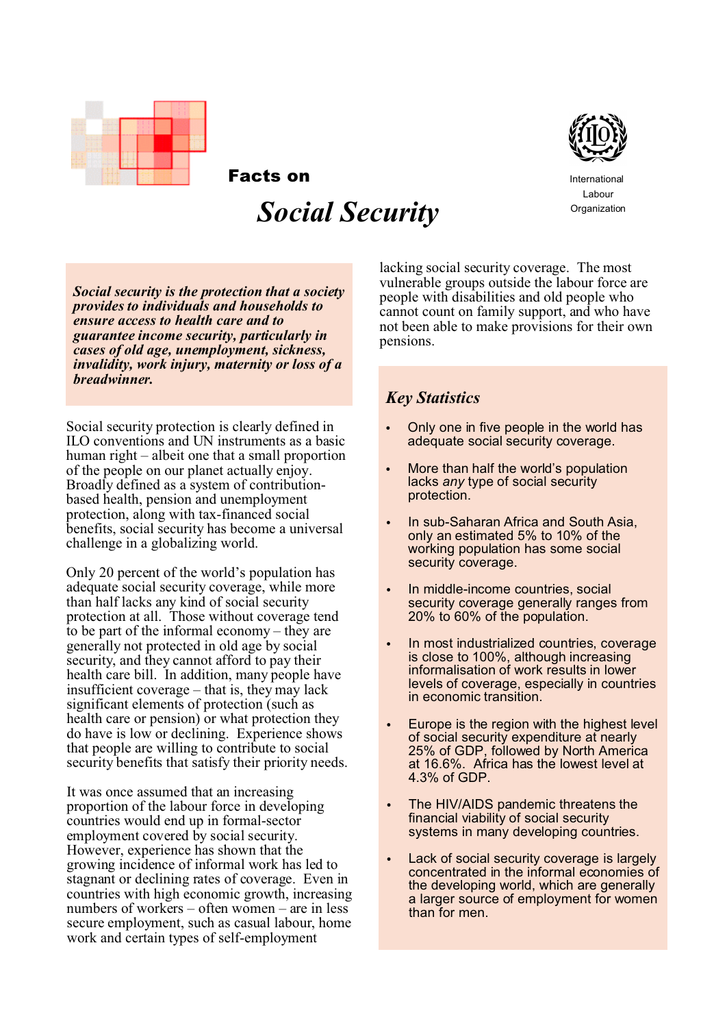Facts on

# Social Security

International Labour Organization

***Social security is the protection that a society provides to individuals and households to ensure access to health care and to guarantee income security, particularly in cases of old age, unemployment, sickness, invalidity, work injury, maternity or loss of a breadwinner.***

Social security protection is clearly defined in ILO conventions and UN instruments as a basic human right – albeit one that a small proportion of the people on our planet actually enjoy. Broadly defined as a system of contribution-based health, pension and unemployment protection, along with tax-financed social benefits, social security has become a universal challenge in a globalizing world.

Only 20 percent of the world's population has adequate social security coverage, while more than half lacks any kind of social security protection at all. Those without coverage tend to be part of the informal economy – they are generally not protected in old age by social security, and they cannot afford to pay their health care bill. In addition, many people have insufficient coverage – that is, they may lack significant elements of protection (such as health care or pension) or what protection they do have is low or declining. Experience shows that people are willing to contribute to social security benefits that satisfy their priority needs.

It was once assumed that an increasing proportion of the labour force in developing countries would end up in formal-sector employment covered by social security. However, experience has shown that the growing incidence of informal work has led to stagnant or declining rates of coverage. Even in countries with high economic growth, increasing numbers of workers – often women – are in less secure employment, such as casual labour, home work and certain types of self-employment lacking social security coverage. The most vulnerable groups outside the labour force are people with disabilities and old people who cannot count on family support, and who have not been able to make provisions for their own pensions.

## *Key Statistics*

- Only one in five people in the world has adequate social security coverage.
- More than half the world's population lacks *any* type of social security protection.
- In sub-Saharan Africa and South Asia, only an estimated 5% to 10% of the working population has some social security coverage.
- In middle-income countries, social security coverage generally ranges from 20% to 60% of the population.
- In most industrialized countries, coverage is close to 100%, although increasing informalisation of work results in lower levels of coverage, especially in countries in economic transition.
- Europe is the region with the highest level of social security expenditure at nearly 25% of GDP, followed by North America at 16.6%. Africa has the lowest level at 4.3% of GDP.
- The HIV/AIDS pandemic threatens the financial viability of social security systems in many developing countries.
- Lack of social security coverage is largely concentrated in the informal economies of the developing world, which are generally a larger source of employment for women than for men.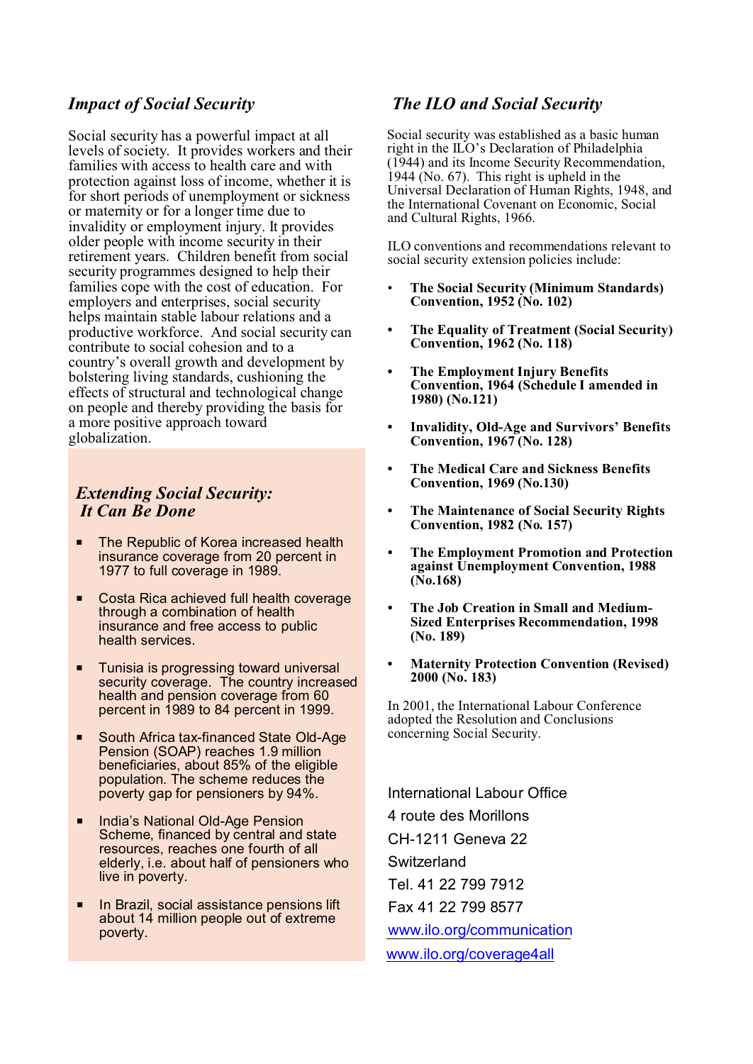## *Impact of Social Security*

Social security has a powerful impact at all levels of society. It provides workers and their families with access to health care and with protection against loss of income, whether it is for short periods of unemployment or sickness or maternity or for a longer time due to invalidity or employment injury. It provides older people with income security in their retirement years. Children benefit from social security programmes designed to help their families cope with the cost of education. For employers and enterprises, social security helps maintain stable labour relations and a productive workforce. And social security can contribute to social cohesion and to a country's overall growth and development by bolstering living standards, cushioning the effects of structural and technological change on people and thereby providing the basis for a more positive approach toward globalization.

## *Extending Social Security: It Can Be Done*

- The Republic of Korea increased health insurance coverage from 20 percent in 1977 to full coverage in 1989.
- Costa Rica achieved full health coverage through a combination of health insurance and free access to public health services.
- Tunisia is progressing toward universal security coverage. The country increased health and pension coverage from 60 percent in 1989 to 84 percent in 1999.
- South Africa tax-financed State Old-Age Pension (SOAP) reaches 1.9 million beneficiaries, about 85% of the eligible population. The scheme reduces the poverty gap for pensioners by 94%.
- India's National Old-Age Pension Scheme, financed by central and state resources, reaches one fourth of all elderly, i.e. about half of pensioners who live in poverty.
- In Brazil, social assistance pensions lift about 14 million people out of extreme poverty.

## *The ILO and Social Security*

Social security was established as a basic human right in the ILO's Declaration of Philadelphia (1944) and its Income Security Recommendation, 1944 (No. 67). This right is upheld in the Universal Declaration of Human Rights, 1948, and the International Covenant on Economic, Social and Cultural Rights, 1966.

ILO conventions and recommendations relevant to social security extension policies include:

- **The Social Security (Minimum Standards) Convention, 1952 (No. 102)**
- **The Equality of Treatment (Social Security) Convention, 1962 (No. 118)**
- **The Employment Injury Benefits Convention, 1964 (Schedule I amended in 1980) (No.121)**
- **Invalidity, Old-Age and Survivors' Benefits Convention, 1967 (No. 128)**
- **The Medical Care and Sickness Benefits Convention, 1969 (No.130)**
- **The Maintenance of Social Security Rights Convention, 1982 (No. 157)**
- **The Employment Promotion and Protection against Unemployment Convention, 1988 (No.168)**
- **The Job Creation in Small and Medium-Sized Enterprises Recommendation, 1998 (No. 189)**
- **Maternity Protection Convention (Revised) 2000 (No. 183)**

In 2001, the International Labour Conference adopted the Resolution and Conclusions concerning Social Security.

International Labour Office
4 route des Morillons
CH-1211 Geneva 22
Switzerland
Tel. 41 22 799 7912
Fax 41 22 799 8577
www.ilo.org/communication
www.ilo.org/coverage4all